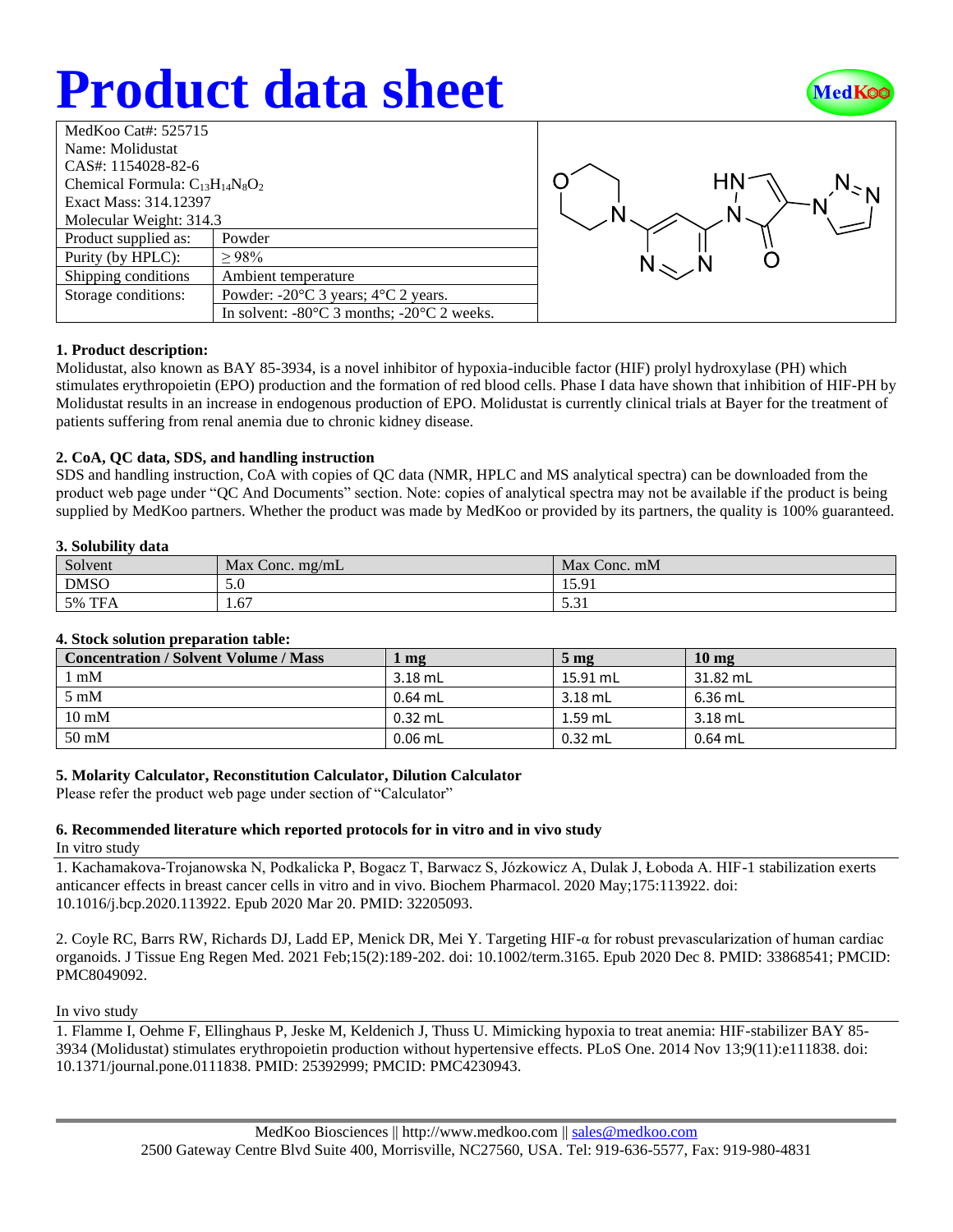# Product data sheet

| MedKoo Cat#: 525715 | |
|---|---|
| Name: Molidustat | |
| CAS#: 1154028-82-6 | |
| Chemical Formula: $C_{13}H_{14}N_8O_2$ | |
| Exact Mass: 314.12397 | |
| Molecular Weight: 314.3 | |
| Product supplied as: | Powder |
| Purity (by HPLC): | ≥ 98% |
| Shipping conditions | Ambient temperature |
| Storage conditions: | Powder: -20°C 3 years; 4°C 2 years. |
| | In solvent: -80°C 3 months; -20°C 2 weeks. |

### 1. Product description:

Molidustat, also known as BAY 85-3934, is a novel inhibitor of hypoxia-inducible factor (HIF) prolyl hydroxylase (PH) which stimulates erythropoietin (EPO) production and the formation of red blood cells. Phase I data have shown that inhibition of HIF-PH by Molidustat results in an increase in endogenous production of EPO. Molidustat is currently clinical trials at Bayer for the treatment of patients suffering from renal anemia due to chronic kidney disease.

### 2. CoA, QC data, SDS, and handling instruction

SDS and handling instruction, CoA with copies of QC data (NMR, HPLC and MS analytical spectra) can be downloaded from the product web page under "QC And Documents" section. Note: copies of analytical spectra may not be available if the product is being supplied by MedKoo partners. Whether the product was made by MedKoo or provided by its partners, the quality is 100% guaranteed.

### 3. Solubility data

| Solvent | Max Conc. mg/mL | Max Conc. mM |
|---|---|---|
| DMSO | 5.0 | 15.91 |
| 5% TFA | 1.67 | 5.31 |

### 4. Stock solution preparation table:

| Concentration / Solvent Volume / Mass | 1 mg | 5 mg | 10 mg |
|---|---|---|---|
| 1 mM | 3.18 mL | 15.91 mL | 31.82 mL |
| 5 mM | 0.64 mL | 3.18 mL | 6.36 mL |
| 10 mM | 0.32 mL | 1.59 mL | 3.18 mL |
| 50 mM | 0.06 mL | 0.32 mL | 0.64 mL |

### 5. Molarity Calculator, Reconstitution Calculator, Dilution Calculator

Please refer the product web page under section of "Calculator"

### 6. Recommended literature which reported protocols for in vitro and in vivo study

In vitro study

1. Kachamakova-Trojanowska N, Podkalicka P, Bogacz T, Barwacz S, Józkowicz A, Dulak J, Łoboda A. HIF-1 stabilization exerts anticancer effects in breast cancer cells in vitro and in vivo. Biochem Pharmacol. 2020 May;175:113922. doi: 10.1016/j.bcp.2020.113922. Epub 2020 Mar 20. PMID: 32205093.

2. Coyle RC, Barrs RW, Richards DJ, Ladd EP, Menick DR, Mei Y. Targeting HIF-α for robust prevascularization of human cardiac organoids. J Tissue Eng Regen Med. 2021 Feb;15(2):189-202. doi: 10.1002/term.3165. Epub 2020 Dec 8. PMID: 33868541; PMCID: PMC8049092.

In vivo study

1. Flamme I, Oehme F, Ellinghaus P, Jeske M, Keldenich J, Thuss U. Mimicking hypoxia to treat anemia: HIF-stabilizer BAY 85-3934 (Molidustat) stimulates erythropoietin production without hypertensive effects. PLoS One. 2014 Nov 13;9(11):e111838. doi: 10.1371/journal.pone.0111838. PMID: 25392999; PMCID: PMC4230943.

MedKoo Biosciences || http://www.medkoo.com || sales@medkoo.com
2500 Gateway Centre Blvd Suite 400, Morrisville, NC27560, USA. Tel: 919-636-5577, Fax: 919-980-4831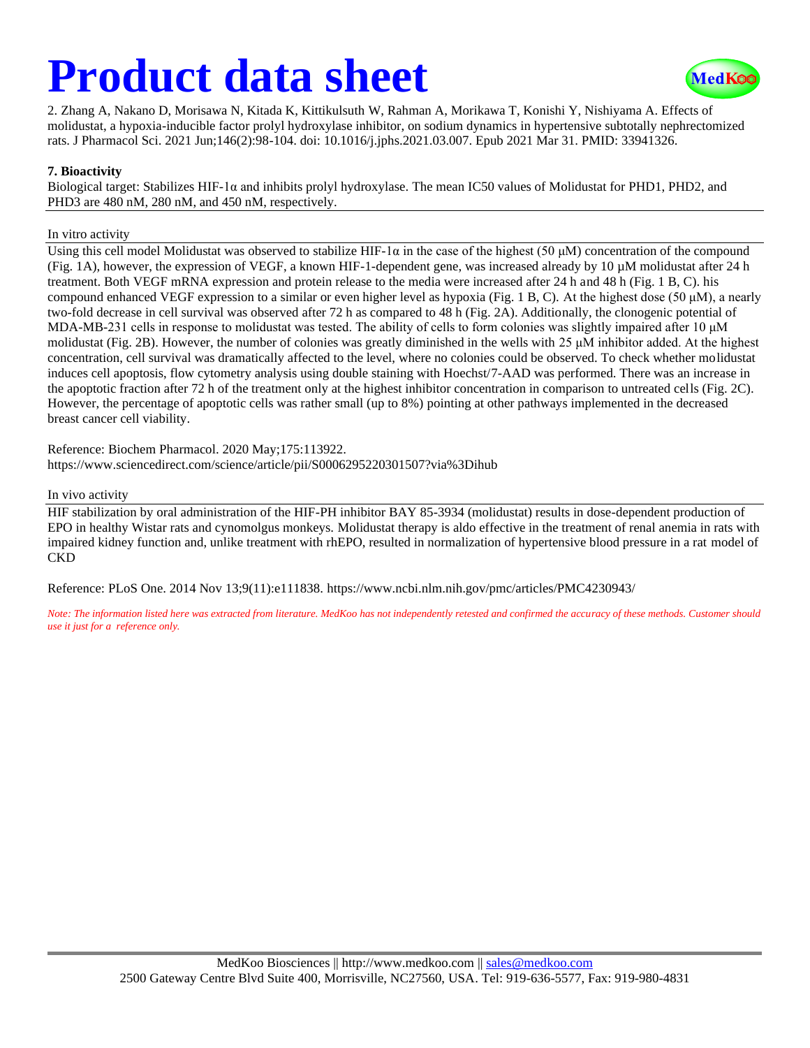2. Zhang A, Nakano D, Morisawa N, Kitada K, Kittikulsuth W, Rahman A, Morikawa T, Konishi Y, Nishiyama A. Effects of molidustat, a hypoxia-inducible factor prolyl hydroxylase inhibitor, on sodium dynamics in hypertensive subtotally nephrectomized rats. J Pharmacol Sci. 2021 Jun;146(2):98-104. doi: 10.1016/j.jphs.2021.03.007. Epub 2021 Mar 31. PMID: 33941326.

### 7. Bioactivity

Biological target: Stabilizes HIF-1α and inhibits prolyl hydroxylase. The mean IC50 values of Molidustat for PHD1, PHD2, and PHD3 are 480 nM, 280 nM, and 450 nM, respectively.

In vitro activity

Using this cell model Molidustat was observed to stabilize HIF-1α in the case of the highest (50 μM) concentration of the compound (Fig. 1A), however, the expression of VEGF, a known HIF-1-dependent gene, was increased already by 10 µM molidustat after 24 h treatment. Both VEGF mRNA expression and protein release to the media were increased after 24 h and 48 h (Fig. 1 B, C). his compound enhanced VEGF expression to a similar or even higher level as hypoxia (Fig. 1 B, C). At the highest dose (50 μM), a nearly two-fold decrease in cell survival was observed after 72 h as compared to 48 h (Fig. 2A). Additionally, the clonogenic potential of MDA-MB-231 cells in response to molidustat was tested. The ability of cells to form colonies was slightly impaired after 10 μM molidustat (Fig. 2B). However, the number of colonies was greatly diminished in the wells with 25 μM inhibitor added. At the highest concentration, cell survival was dramatically affected to the level, where no colonies could be observed. To check whether molidustat induces cell apoptosis, flow cytometry analysis using double staining with Hoechst/7-AAD was performed. There was an increase in the apoptotic fraction after 72 h of the treatment only at the highest inhibitor concentration in comparison to untreated cells (Fig. 2C). However, the percentage of apoptotic cells was rather small (up to 8%) pointing at other pathways implemented in the decreased breast cancer cell viability.

Reference: Biochem Pharmacol. 2020 May;175:113922.
https://www.sciencedirect.com/science/article/pii/S0006295220301507?via%3Dihub

In vivo activity

HIF stabilization by oral administration of the HIF-PH inhibitor BAY 85-3934 (molidustat) results in dose-dependent production of EPO in healthy Wistar rats and cynomolgus monkeys. Molidustat therapy is aldo effective in the treatment of renal anemia in rats with impaired kidney function and, unlike treatment with rhEPO, resulted in normalization of hypertensive blood pressure in a rat model of CKD

Reference: PLoS One. 2014 Nov 13;9(11):e111838. https://www.ncbi.nlm.nih.gov/pmc/articles/PMC4230943/

*Note: The information listed here was extracted from literature. MedKoo has not independently retested and confirmed the accuracy of these methods. Customer should use it just for a reference only.*